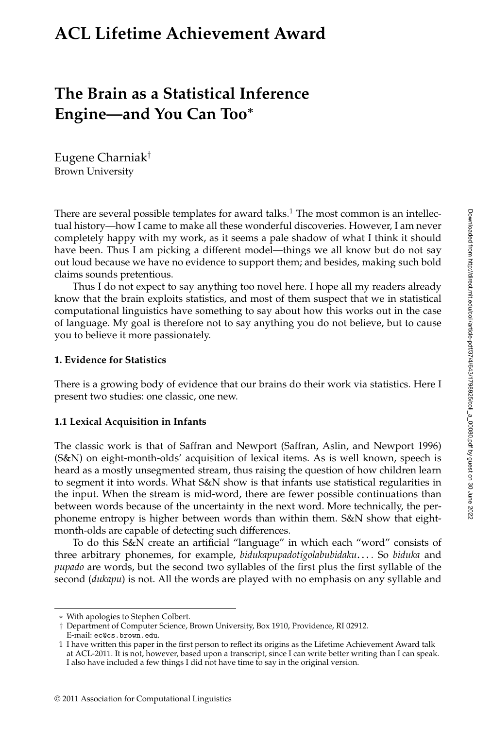# ACL Lifetime Achievement Award

## The Brain as a Statistical Inference Engine—and You Can Too*

Eugene Charniak[†]
Brown University

There are several possible templates for award talks.[1] The most common is an intellectual history—how I came to make all these wonderful discoveries. However, I am never completely happy with my work, as it seems a pale shadow of what I think it should have been. Thus I am picking a different model—things we all know but do not say out loud because we have no evidence to support them; and besides, making such bold claims sounds pretentious.

Thus I do not expect to say anything too novel here. I hope all my readers already know that the brain exploits statistics, and most of them suspect that we in statistical computational linguistics have something to say about how this works out in the case of language. My goal is therefore not to say anything you do not believe, but to cause you to believe it more passionately.

### 1. Evidence for Statistics

There is a growing body of evidence that our brains do their work via statistics. Here I present two studies: one classic, one new.

#### 1.1 Lexical Acquisition in Infants

The classic work is that of Saffran and Newport (Saffran, Aslin, and Newport 1996) (S&N) on eight-month-olds' acquisition of lexical items. As is well known, speech is heard as a mostly unsegmented stream, thus raising the question of how children learn to segment it into words. What S&N show is that infants use statistical regularities in the input. When the stream is mid-word, there are fewer possible continuations than between words because of the uncertainty in the next word. More technically, the per-phoneme entropy is higher between words than within them. S&N show that eight-month-olds are capable of detecting such differences.

To do this S&N create an artificial "language" in which each "word" consists of three arbitrary phonemes, for example, *bidukapupadotigolabubidaku*. . . . So *biduka* and *pupado* are words, but the second two syllables of the first plus the first syllable of the second (*dukapu*) is not. All the words are played with no emphasis on any syllable and

---

* With apologies to Stephen Colbert.

† Department of Computer Science, Brown University, Box 1910, Providence, RI 02912. E-mail: ec@cs.brown.edu.

1 I have written this paper in the first person to reflect its origins as the Lifetime Achievement Award talk at ACL-2011. It is not, however, based upon a transcript, since I can write better writing than I can speak. I also have included a few things I did not have time to say in the original version.

© 2011 Association for Computational Linguistics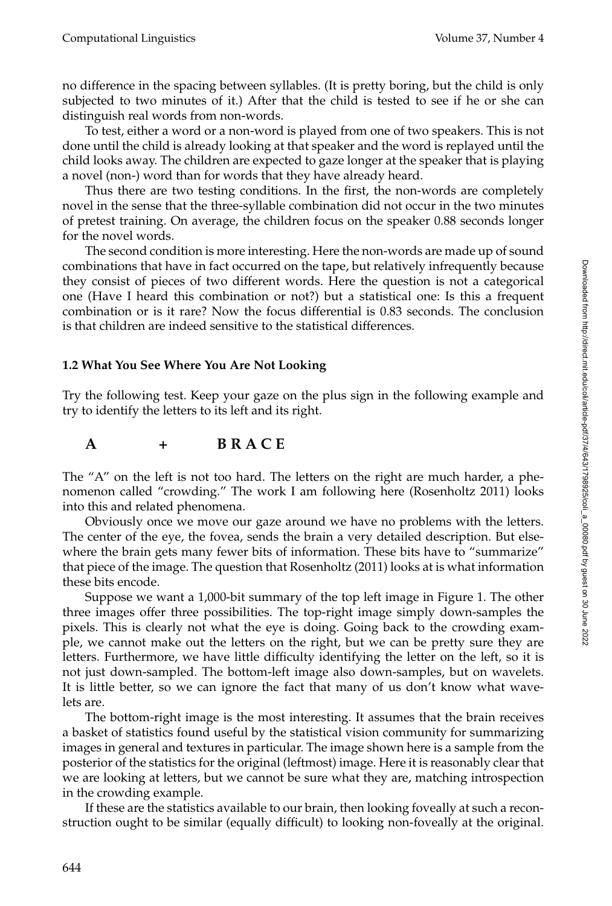no difference in the spacing between syllables. (It is pretty boring, but the child is only subjected to two minutes of it.) After that the child is tested to see if he or she can distinguish real words from non-words.

To test, either a word or a non-word is played from one of two speakers. This is not done until the child is already looking at that speaker and the word is replayed until the child looks away. The children are expected to gaze longer at the speaker that is playing a novel (non-) word than for words that they have already heard.

Thus there are two testing conditions. In the first, the non-words are completely novel in the sense that the three-syllable combination did not occur in the two minutes of pretest training. On average, the children focus on the speaker 0.88 seconds longer for the novel words.

The second condition is more interesting. Here the non-words are made up of sound combinations that have in fact occurred on the tape, but relatively infrequently because they consist of pieces of two different words. Here the question is not a categorical one (Have I heard this combination or not?) but a statistical one: Is this a frequent combination or is it rare? Now the focus differential is 0.83 seconds. The conclusion is that children are indeed sensitive to the statistical differences.

### 1.2 What You See Where You Are Not Looking

Try the following test. Keep your gaze on the plus sign in the following example and try to identify the letters to its left and its right.

**A          +          B R A C E**

The "A" on the left is not too hard. The letters on the right are much harder, a phenomenon called "crowding." The work I am following here (Rosenholtz 2011) looks into this and related phenomena.

Obviously once we move our gaze around we have no problems with the letters. The center of the eye, the fovea, sends the brain a very detailed description. But elsewhere the brain gets many fewer bits of information. These bits have to "summarize" that piece of the image. The question that Rosenholtz (2011) looks at is what information these bits encode.

Suppose we want a 1,000-bit summary of the top left image in Figure 1. The other three images offer three possibilities. The top-right image simply down-samples the pixels. This is clearly not what the eye is doing. Going back to the crowding example, we cannot make out the letters on the right, but we can be pretty sure they are letters. Furthermore, we have little difficulty identifying the letter on the left, so it is not just down-sampled. The bottom-left image also down-samples, but on wavelets. It is little better, so we can ignore the fact that many of us don't know what wavelets are.

The bottom-right image is the most interesting. It assumes that the brain receives a basket of statistics found useful by the statistical vision community for summarizing images in general and textures in particular. The image shown here is a sample from the posterior of the statistics for the original (leftmost) image. Here it is reasonably clear that we are looking at letters, but we cannot be sure what they are, matching introspection in the crowding example.

If these are the statistics available to our brain, then looking foveally at such a reconstruction ought to be similar (equally difficult) to looking non-foveally at the original.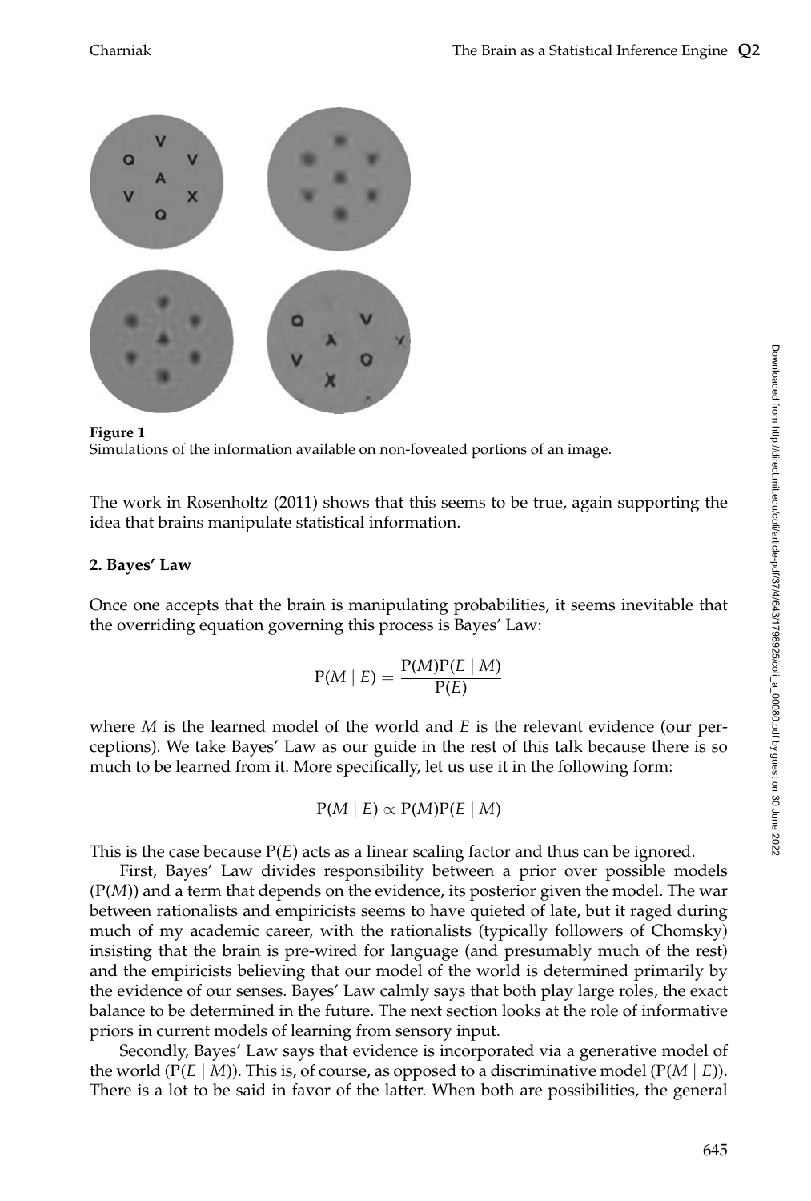**Figure 1**
Simulations of the information available on non-foveated portions of an image.

The work in Rosenholtz (2011) shows that this seems to be true, again supporting the idea that brains manipulate statistical information.

## 2. Bayes' Law

Once one accepts that the brain is manipulating probabilities, it seems inevitable that the overriding equation governing this process is Bayes' Law:

$$\mathrm{P}(M \mid E) = \frac{\mathrm{P}(M)\mathrm{P}(E \mid M)}{\mathrm{P}(E)}$$

where $M$ is the learned model of the world and $E$ is the relevant evidence (our perceptions). We take Bayes' Law as our guide in the rest of this talk because there is so much to be learned from it. More specifically, let us use it in the following form:

$$\mathrm{P}(M \mid E) \propto \mathrm{P}(M)\mathrm{P}(E \mid M)$$

This is the case because $\mathrm{P}(E)$ acts as a linear scaling factor and thus can be ignored.

First, Bayes' Law divides responsibility between a prior over possible models ($\mathrm{P}(M)$) and a term that depends on the evidence, its posterior given the model. The war between rationalists and empiricists seems to have quieted of late, but it raged during much of my academic career, with the rationalists (typically followers of Chomsky) insisting that the brain is pre-wired for language (and presumably much of the rest) and the empiricists believing that our model of the world is determined primarily by the evidence of our senses. Bayes' Law calmly says that both play large roles, the exact balance to be determined in the future. The next section looks at the role of informative priors in current models of learning from sensory input.

Secondly, Bayes' Law says that evidence is incorporated via a generative model of the world ($\mathrm{P}(E \mid M)$). This is, of course, as opposed to a discriminative model ($\mathrm{P}(M \mid E)$). There is a lot to be said in favor of the latter. When both are possibilities, the general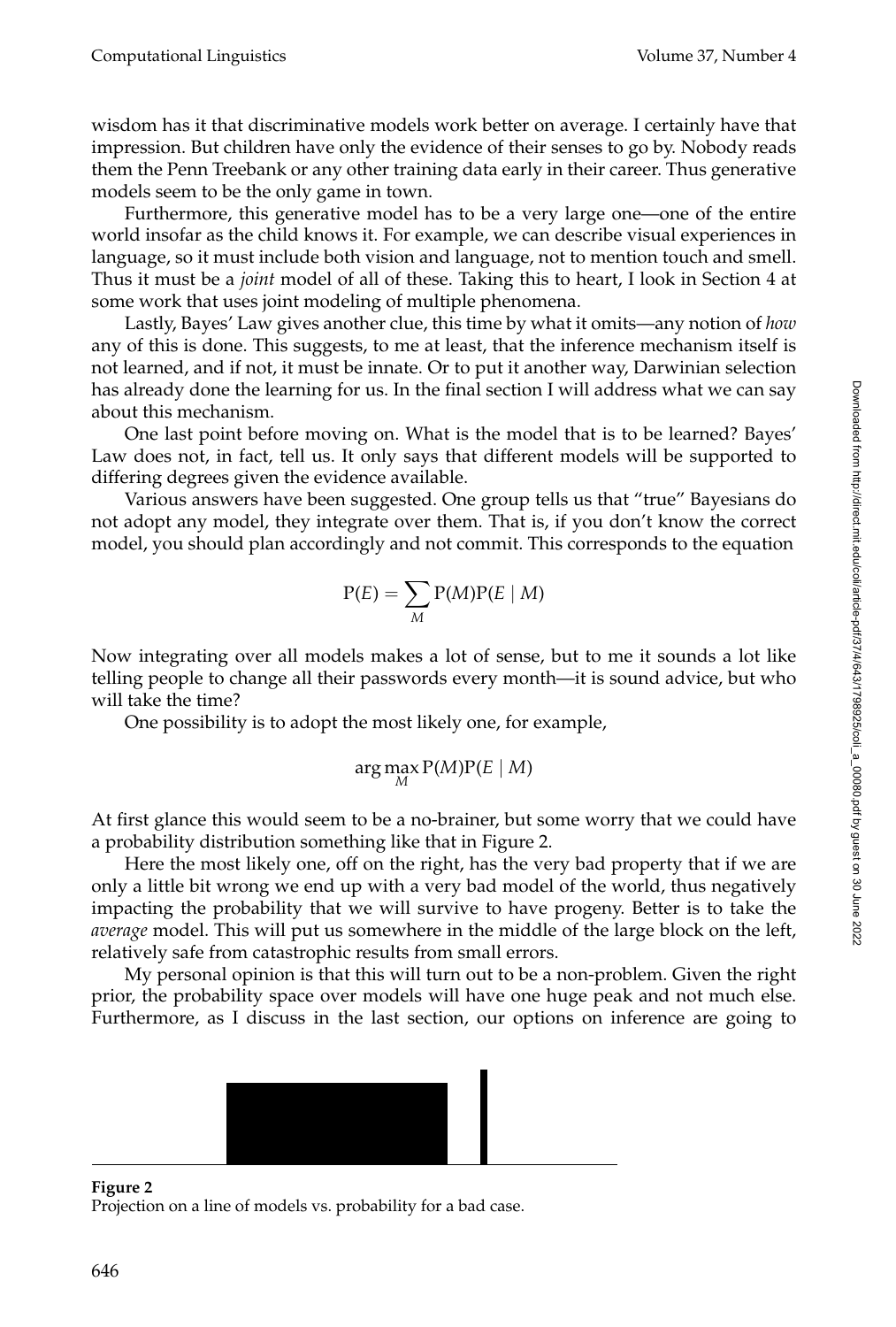wisdom has it that discriminative models work better on average. I certainly have that impression. But children have only the evidence of their senses to go by. Nobody reads them the Penn Treebank or any other training data early in their career. Thus generative models seem to be the only game in town.

Furthermore, this generative model has to be a very large one—one of the entire world insofar as the child knows it. For example, we can describe visual experiences in language, so it must include both vision and language, not to mention touch and smell. Thus it must be a *joint* model of all of these. Taking this to heart, I look in Section 4 at some work that uses joint modeling of multiple phenomena.

Lastly, Bayes' Law gives another clue, this time by what it omits—any notion of *how* any of this is done. This suggests, to me at least, that the inference mechanism itself is not learned, and if not, it must be innate. Or to put it another way, Darwinian selection has already done the learning for us. In the final section I will address what we can say about this mechanism.

One last point before moving on. What is the model that is to be learned? Bayes' Law does not, in fact, tell us. It only says that different models will be supported to differing degrees given the evidence available.

Various answers have been suggested. One group tells us that "true" Bayesians do not adopt any model, they integrate over them. That is, if you don't know the correct model, you should plan accordingly and not commit. This corresponds to the equation

$$\mathrm{P}(E) = \sum_{M} \mathrm{P}(M)\mathrm{P}(E \mid M)$$

Now integrating over all models makes a lot of sense, but to me it sounds a lot like telling people to change all their passwords every month—it is sound advice, but who will take the time?

One possibility is to adopt the most likely one, for example,

$$\arg\max_{M} \mathrm{P}(M)\mathrm{P}(E \mid M)$$

At first glance this would seem to be a no-brainer, but some worry that we could have a probability distribution something like that in Figure 2.

Here the most likely one, off on the right, has the very bad property that if we are only a little bit wrong we end up with a very bad model of the world, thus negatively impacting the probability that we will survive to have progeny. Better is to take the *average* model. This will put us somewhere in the middle of the large block on the left, relatively safe from catastrophic results from small errors.

My personal opinion is that this will turn out to be a non-problem. Given the right prior, the probability space over models will have one huge peak and not much else. Furthermore, as I discuss in the last section, our options on inference are going to

**Figure 2**
Projection on a line of models vs. probability for a bad case.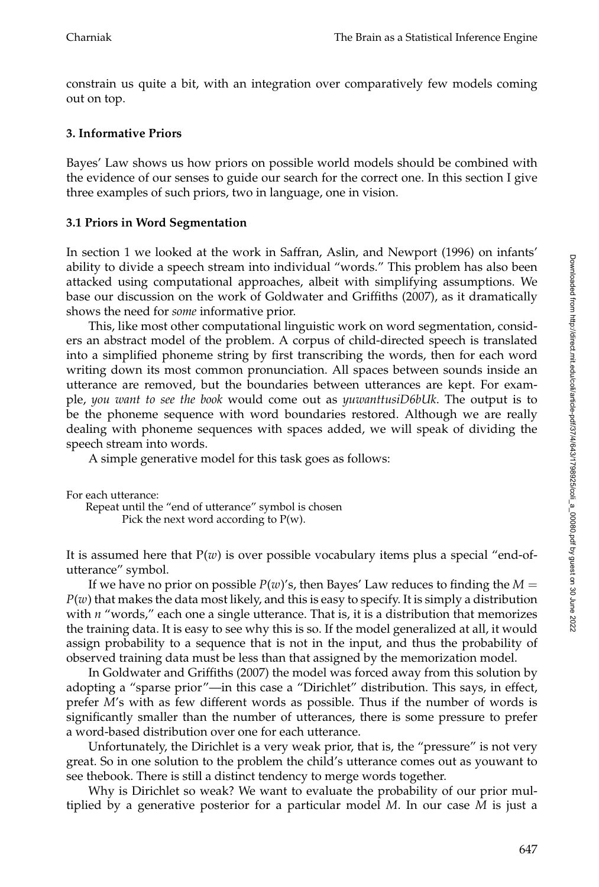constrain us quite a bit, with an integration over comparatively few models coming out on top.

## 3. Informative Priors

Bayes' Law shows us how priors on possible world models should be combined with the evidence of our senses to guide our search for the correct one. In this section I give three examples of such priors, two in language, one in vision.

### 3.1 Priors in Word Segmentation

In section 1 we looked at the work in Saffran, Aslin, and Newport (1996) on infants' ability to divide a speech stream into individual "words." This problem has also been attacked using computational approaches, albeit with simplifying assumptions. We base our discussion on the work of Goldwater and Griffiths (2007), as it dramatically shows the need for *some* informative prior.

This, like most other computational linguistic work on word segmentation, considers an abstract model of the problem. A corpus of child-directed speech is translated into a simplified phoneme string by first transcribing the words, then for each word writing down its most common pronunciation. All spaces between sounds inside an utterance are removed, but the boundaries between utterances are kept. For example, *you want to see the book* would come out as *yuwanttusiD6bUk*. The output is to be the phoneme sequence with word boundaries restored. Although we are really dealing with phoneme sequences with spaces added, we will speak of dividing the speech stream into words.

A simple generative model for this task goes as follows:

```
For each utterance:
    Repeat until the "end of utterance" symbol is chosen
        Pick the next word according to P(w).
```

It is assumed here that $P(w)$ is over possible vocabulary items plus a special "end-of-utterance" symbol.

If we have no prior on possible $P(w)$'s, then Bayes' Law reduces to finding the $M = P(w)$ that makes the data most likely, and this is easy to specify. It is simply a distribution with $n$ "words," each one a single utterance. That is, it is a distribution that memorizes the training data. It is easy to see why this is so. If the model generalized at all, it would assign probability to a sequence that is not in the input, and thus the probability of observed training data must be less than that assigned by the memorization model.

In Goldwater and Griffiths (2007) the model was forced away from this solution by adopting a "sparse prior"—in this case a "Dirichlet" distribution. This says, in effect, prefer $M$'s with as few different words as possible. Thus if the number of words is significantly smaller than the number of utterances, there is some pressure to prefer a word-based distribution over one for each utterance.

Unfortunately, the Dirichlet is a very weak prior, that is, the "pressure" is not very great. So in one solution to the problem the child's utterance comes out as youwant to see thebook. There is still a distinct tendency to merge words together.

Why is Dirichlet so weak? We want to evaluate the probability of our prior multiplied by a generative posterior for a particular model $M$. In our case $M$ is just a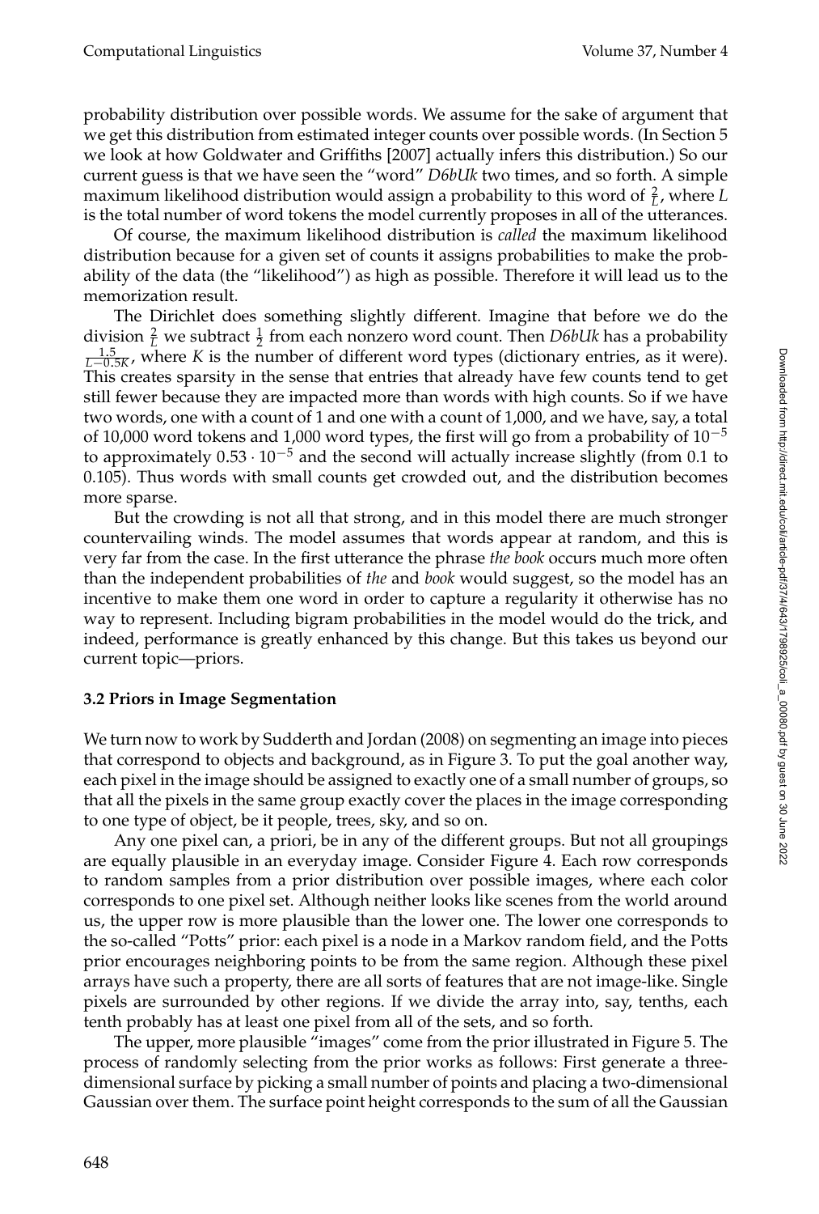probability distribution over possible words. We assume for the sake of argument that we get this distribution from estimated integer counts over possible words. (In Section 5 we look at how Goldwater and Griffiths [2007] actually infers this distribution.) So our current guess is that we have seen the "word" *D6bUk* two times, and so forth. A simple maximum likelihood distribution would assign a probability to this word of $\frac{2}{L}$, where $L$ is the total number of word tokens the model currently proposes in all of the utterances.

Of course, the maximum likelihood distribution is *called* the maximum likelihood distribution because for a given set of counts it assigns probabilities to make the probability of the data (the "likelihood") as high as possible. Therefore it will lead us to the memorization result.

The Dirichlet does something slightly different. Imagine that before we do the division $\frac{2}{L}$ we subtract $\frac{1}{2}$ from each nonzero word count. Then *D6bUk* has a probability $\frac{1.5}{L-0.5K}$, where $K$ is the number of different word types (dictionary entries, as it were). This creates sparsity in the sense that entries that already have few counts tend to get still fewer because they are impacted more than words with high counts. So if we have two words, one with a count of 1 and one with a count of 1,000, and we have, say, a total of 10,000 word tokens and 1,000 word types, the first will go from a probability of $10^{-5}$ to approximately $0.53 \cdot 10^{-5}$ and the second will actually increase slightly (from 0.1 to 0.105). Thus words with small counts get crowded out, and the distribution becomes more sparse.

But the crowding is not all that strong, and in this model there are much stronger countervailing winds. The model assumes that words appear at random, and this is very far from the case. In the first utterance the phrase *the book* occurs much more often than the independent probabilities of *the* and *book* would suggest, so the model has an incentive to make them one word in order to capture a regularity it otherwise has no way to represent. Including bigram probabilities in the model would do the trick, and indeed, performance is greatly enhanced by this change. But this takes us beyond our current topic—priors.

### 3.2 Priors in Image Segmentation

We turn now to work by Sudderth and Jordan (2008) on segmenting an image into pieces that correspond to objects and background, as in Figure 3. To put the goal another way, each pixel in the image should be assigned to exactly one of a small number of groups, so that all the pixels in the same group exactly cover the places in the image corresponding to one type of object, be it people, trees, sky, and so on.

Any one pixel can, a priori, be in any of the different groups. But not all groupings are equally plausible in an everyday image. Consider Figure 4. Each row corresponds to random samples from a prior distribution over possible images, where each color corresponds to one pixel set. Although neither looks like scenes from the world around us, the upper row is more plausible than the lower one. The lower one corresponds to the so-called "Potts" prior: each pixel is a node in a Markov random field, and the Potts prior encourages neighboring points to be from the same region. Although these pixel arrays have such a property, there are all sorts of features that are not image-like. Single pixels are surrounded by other regions. If we divide the array into, say, tenths, each tenth probably has at least one pixel from all of the sets, and so forth.

The upper, more plausible "images" come from the prior illustrated in Figure 5. The process of randomly selecting from the prior works as follows: First generate a three-dimensional surface by picking a small number of points and placing a two-dimensional Gaussian over them. The surface point height corresponds to the sum of all the Gaussian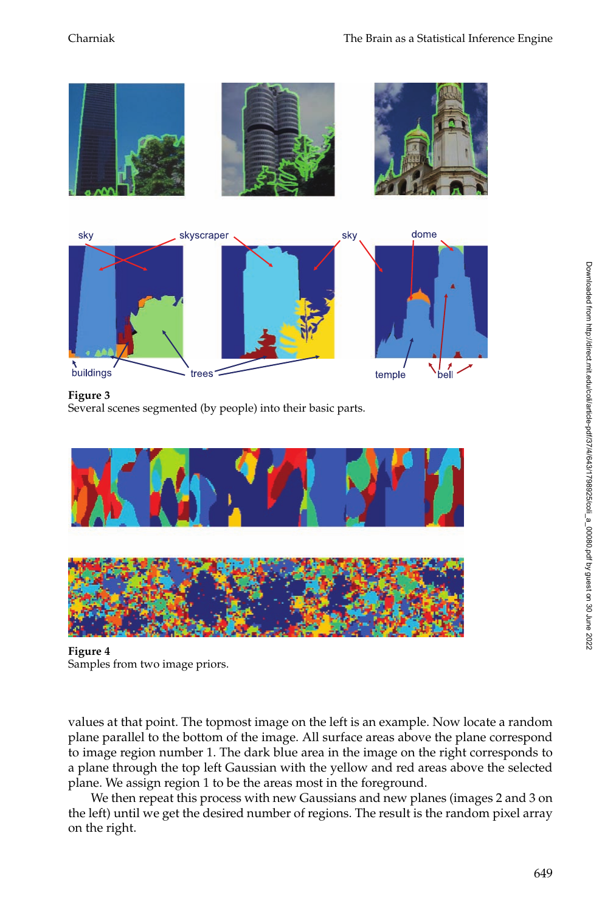**Figure 3**
Several scenes segmented (by people) into their basic parts.

**Figure 4**
Samples from two image priors.

values at that point. The topmost image on the left is an example. Now locate a random plane parallel to the bottom of the image. All surface areas above the plane correspond to image region number 1. The dark blue area in the image on the right corresponds to a plane through the top left Gaussian with the yellow and red areas above the selected plane. We assign region 1 to be the areas most in the foreground.

We then repeat this process with new Gaussians and new planes (images 2 and 3 on the left) until we get the desired number of regions. The result is the random pixel array on the right.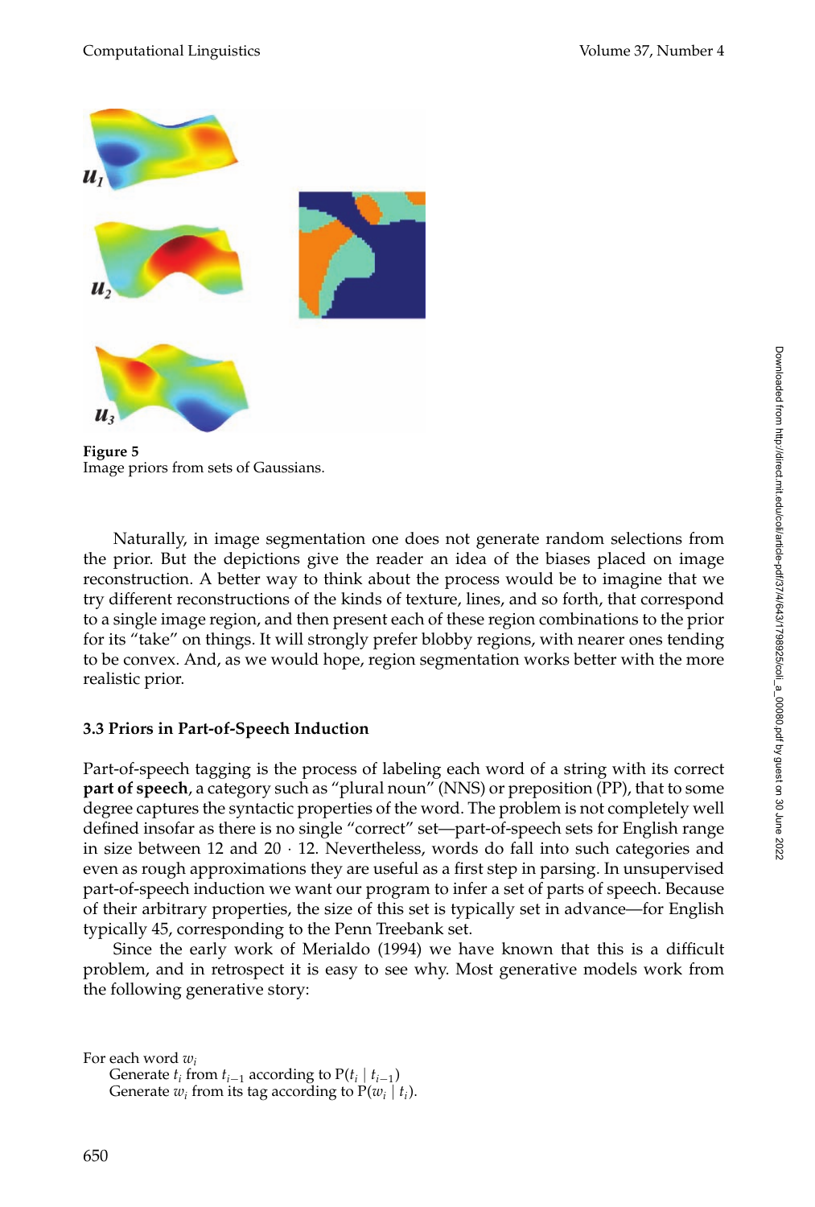Figure 5
Image priors from sets of Gaussians.

Naturally, in image segmentation one does not generate random selections from the prior. But the depictions give the reader an idea of the biases placed on image reconstruction. A better way to think about the process would be to imagine that we try different reconstructions of the kinds of texture, lines, and so forth, that correspond to a single image region, and then present each of these region combinations to the prior for its "take" on things. It will strongly prefer blobby regions, with nearer ones tending to be convex. And, as we would hope, region segmentation works better with the more realistic prior.

### 3.3 Priors in Part-of-Speech Induction

Part-of-speech tagging is the process of labeling each word of a string with its correct **part of speech**, a category such as "plural noun" (NNS) or preposition (PP), that to some degree captures the syntactic properties of the word. The problem is not completely well defined insofar as there is no single "correct" set—part-of-speech sets for English range in size between 12 and $20 \cdot 12$. Nevertheless, words do fall into such categories and even as rough approximations they are useful as a first step in parsing. In unsupervised part-of-speech induction we want our program to infer a set of parts of speech. Because of their arbitrary properties, the size of this set is typically set in advance—for English typically 45, corresponding to the Penn Treebank set.

Since the early work of Merialdo (1994) we have known that this is a difficult problem, and in retrospect it is easy to see why. Most generative models work from the following generative story:

For each word $w_i$
&nbsp;&nbsp;&nbsp;&nbsp;Generate $t_i$ from $t_{i-1}$ according to $\mathrm{P}(t_i \mid t_{i-1})$
&nbsp;&nbsp;&nbsp;&nbsp;Generate $w_i$ from its tag according to $\mathrm{P}(w_i \mid t_i)$.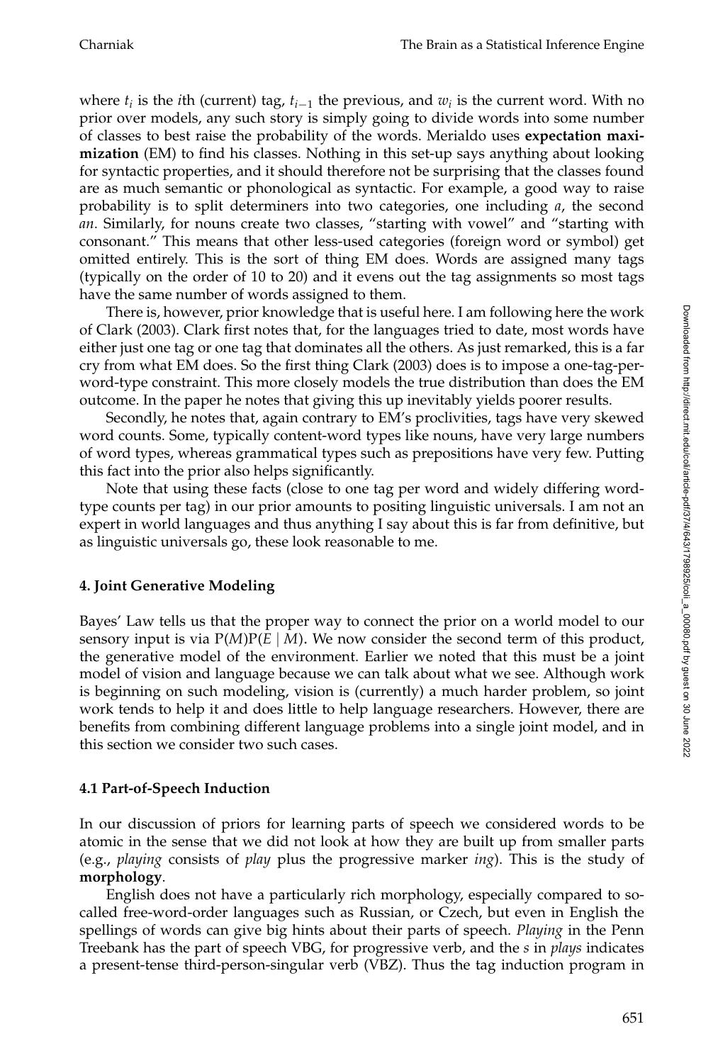where $t_i$ is the $i$th (current) tag, $t_{i-1}$ the previous, and $w_i$ is the current word. With no prior over models, any such story is simply going to divide words into some number of classes to best raise the probability of the words. Merialdo uses **expectation maximization** (EM) to find his classes. Nothing in this set-up says anything about looking for syntactic properties, and it should therefore not be surprising that the classes found are as much semantic or phonological as syntactic. For example, a good way to raise probability is to split determiners into two categories, one including *a*, the second *an*. Similarly, for nouns create two classes, "starting with vowel" and "starting with consonant." This means that other less-used categories (foreign word or symbol) get omitted entirely. This is the sort of thing EM does. Words are assigned many tags (typically on the order of 10 to 20) and it evens out the tag assignments so most tags have the same number of words assigned to them.

There is, however, prior knowledge that is useful here. I am following here the work of Clark (2003). Clark first notes that, for the languages tried to date, most words have either just one tag or one tag that dominates all the others. As just remarked, this is a far cry from what EM does. So the first thing Clark (2003) does is to impose a one-tag-per-word-type constraint. This more closely models the true distribution than does the EM outcome. In the paper he notes that giving this up inevitably yields poorer results.

Secondly, he notes that, again contrary to EM's proclivities, tags have very skewed word counts. Some, typically content-word types like nouns, have very large numbers of word types, whereas grammatical types such as prepositions have very few. Putting this fact into the prior also helps significantly.

Note that using these facts (close to one tag per word and widely differing word-type counts per tag) in our prior amounts to positing linguistic universals. I am not an expert in world languages and thus anything I say about this is far from definitive, but as linguistic universals go, these look reasonable to me.

## 4. Joint Generative Modeling

Bayes' Law tells us that the proper way to connect the prior on a world model to our sensory input is via $\mathrm{P}(M)\mathrm{P}(E \mid M)$. We now consider the second term of this product, the generative model of the environment. Earlier we noted that this must be a joint model of vision and language because we can talk about what we see. Although work is beginning on such modeling, vision is (currently) a much harder problem, so joint work tends to help it and does little to help language researchers. However, there are benefits from combining different language problems into a single joint model, and in this section we consider two such cases.

### 4.1 Part-of-Speech Induction

In our discussion of priors for learning parts of speech we considered words to be atomic in the sense that we did not look at how they are built up from smaller parts (e.g., *playing* consists of *play* plus the progressive marker *ing*). This is the study of **morphology**.

English does not have a particularly rich morphology, especially compared to so-called free-word-order languages such as Russian, or Czech, but even in English the spellings of words can give big hints about their parts of speech. *Playing* in the Penn Treebank has the part of speech VBG, for progressive verb, and the *s* in *plays* indicates a present-tense third-person-singular verb (VBZ). Thus the tag induction program in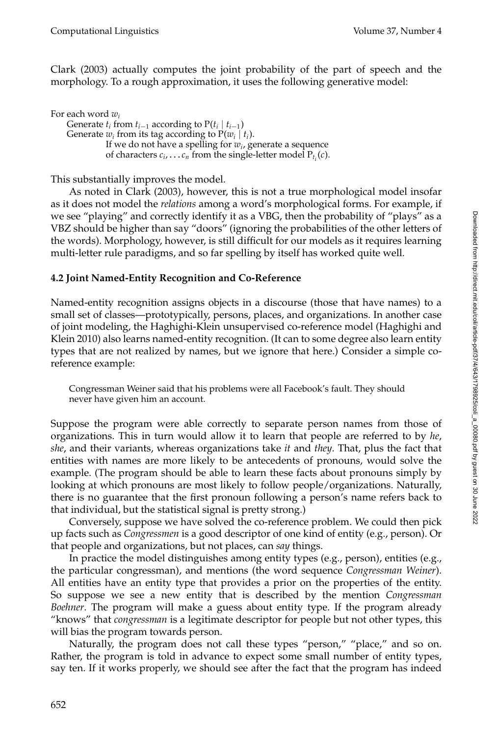Clark (2003) actually computes the joint probability of the part of speech and the morphology. To a rough approximation, it uses the following generative model:

For each word $w_i$  
  Generate $t_i$ from $t_{i-1}$ according to $\mathrm{P}(t_i \mid t_{i-1})$  
  Generate $w_i$ from its tag according to $\mathrm{P}(w_i \mid t_i)$.  
    If we do not have a spelling for $w_i$, generate a sequence  
    of characters $c_i, \ldots c_n$ from the single-letter model $\mathrm{P}_{t_i}(c)$.

This substantially improves the model.

As noted in Clark (2003), however, this is not a true morphological model insofar as it does not model the *relations* among a word's morphological forms. For example, if we see "playing" and correctly identify it as a VBG, then the probability of "plays" as a VBZ should be higher than say "doors" (ignoring the probabilities of the other letters of the words). Morphology, however, is still difficult for our models as it requires learning multi-letter rule paradigms, and so far spelling by itself has worked quite well.

### 4.2 Joint Named-Entity Recognition and Co-Reference

Named-entity recognition assigns objects in a discourse (those that have names) to a small set of classes—prototypically, persons, places, and organizations. In another case of joint modeling, the Haghighi-Klein unsupervised co-reference model (Haghighi and Klein 2010) also learns named-entity recognition. (It can to some degree also learn entity types that are not realized by names, but we ignore that here.) Consider a simple co-reference example:

> Congressman Weiner said that his problems were all Facebook's fault. They should never have given him an account.

Suppose the program were able correctly to separate person names from those of organizations. This in turn would allow it to learn that people are referred to by *he*, *she*, and their variants, whereas organizations take *it* and *they*. That, plus the fact that entities with names are more likely to be antecedents of pronouns, would solve the example. (The program should be able to learn these facts about pronouns simply by looking at which pronouns are most likely to follow people/organizations. Naturally, there is no guarantee that the first pronoun following a person's name refers back to that individual, but the statistical signal is pretty strong.)

Conversely, suppose we have solved the co-reference problem. We could then pick up facts such as *Congressmen* is a good descriptor of one kind of entity (e.g., person). Or that people and organizations, but not places, can *say* things.

In practice the model distinguishes among entity types (e.g., person), entities (e.g., the particular congressman), and mentions (the word sequence *Congressman Weiner*). All entities have an entity type that provides a prior on the properties of the entity. So suppose we see a new entity that is described by the mention *Congressman Boehner*. The program will make a guess about entity type. If the program already "knows" that *congressman* is a legitimate descriptor for people but not other types, this will bias the program towards person.

Naturally, the program does not call these types "person," "place," and so on. Rather, the program is told in advance to expect some small number of entity types, say ten. If it works properly, we should see after the fact that the program has indeed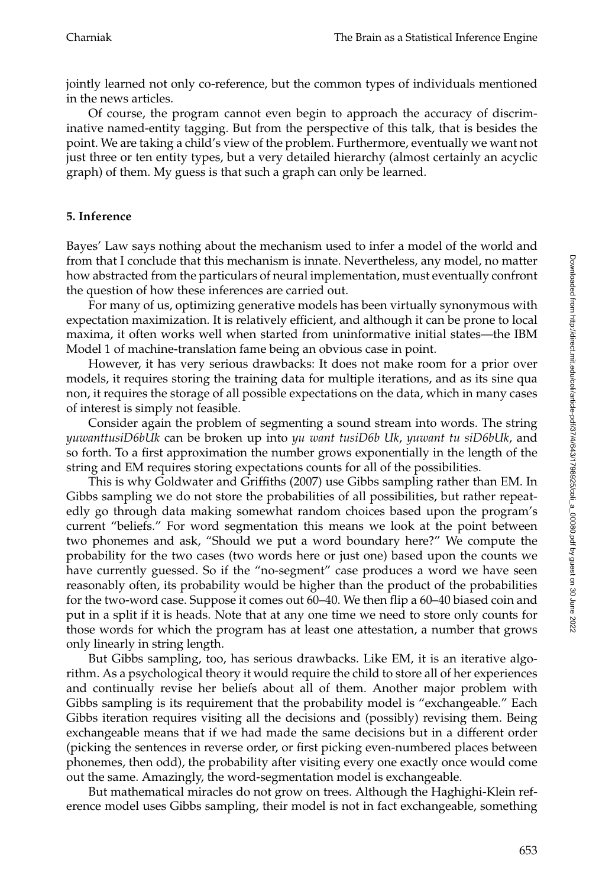jointly learned not only co-reference, but the common types of individuals mentioned in the news articles.

Of course, the program cannot even begin to approach the accuracy of discriminative named-entity tagging. But from the perspective of this talk, that is besides the point. We are taking a child's view of the problem. Furthermore, eventually we want not just three or ten entity types, but a very detailed hierarchy (almost certainly an acyclic graph) of them. My guess is that such a graph can only be learned.

## 5. Inference

Bayes' Law says nothing about the mechanism used to infer a model of the world and from that I conclude that this mechanism is innate. Nevertheless, any model, no matter how abstracted from the particulars of neural implementation, must eventually confront the question of how these inferences are carried out.

For many of us, optimizing generative models has been virtually synonymous with expectation maximization. It is relatively efficient, and although it can be prone to local maxima, it often works well when started from uninformative initial states—the IBM Model 1 of machine-translation fame being an obvious case in point.

However, it has very serious drawbacks: It does not make room for a prior over models, it requires storing the training data for multiple iterations, and as its sine qua non, it requires the storage of all possible expectations on the data, which in many cases of interest is simply not feasible.

Consider again the problem of segmenting a sound stream into words. The string *yuwanttusiD6bUk* can be broken up into *yu want tusiD6b Uk*, *yuwant tu siD6bUk*, and so forth. To a first approximation the number grows exponentially in the length of the string and EM requires storing expectations counts for all of the possibilities.

This is why Goldwater and Griffiths (2007) use Gibbs sampling rather than EM. In Gibbs sampling we do not store the probabilities of all possibilities, but rather repeatedly go through data making somewhat random choices based upon the program's current "beliefs." For word segmentation this means we look at the point between two phonemes and ask, "Should we put a word boundary here?" We compute the probability for the two cases (two words here or just one) based upon the counts we have currently guessed. So if the "no-segment" case produces a word we have seen reasonably often, its probability would be higher than the product of the probabilities for the two-word case. Suppose it comes out 60–40. We then flip a 60–40 biased coin and put in a split if it is heads. Note that at any one time we need to store only counts for those words for which the program has at least one attestation, a number that grows only linearly in string length.

But Gibbs sampling, too, has serious drawbacks. Like EM, it is an iterative algorithm. As a psychological theory it would require the child to store all of her experiences and continually revise her beliefs about all of them. Another major problem with Gibbs sampling is its requirement that the probability model is "exchangeable." Each Gibbs iteration requires visiting all the decisions and (possibly) revising them. Being exchangeable means that if we had made the same decisions but in a different order (picking the sentences in reverse order, or first picking even-numbered places between phonemes, then odd), the probability after visiting every one exactly once would come out the same. Amazingly, the word-segmentation model is exchangeable.

But mathematical miracles do not grow on trees. Although the Haghighi-Klein reference model uses Gibbs sampling, their model is not in fact exchangeable, something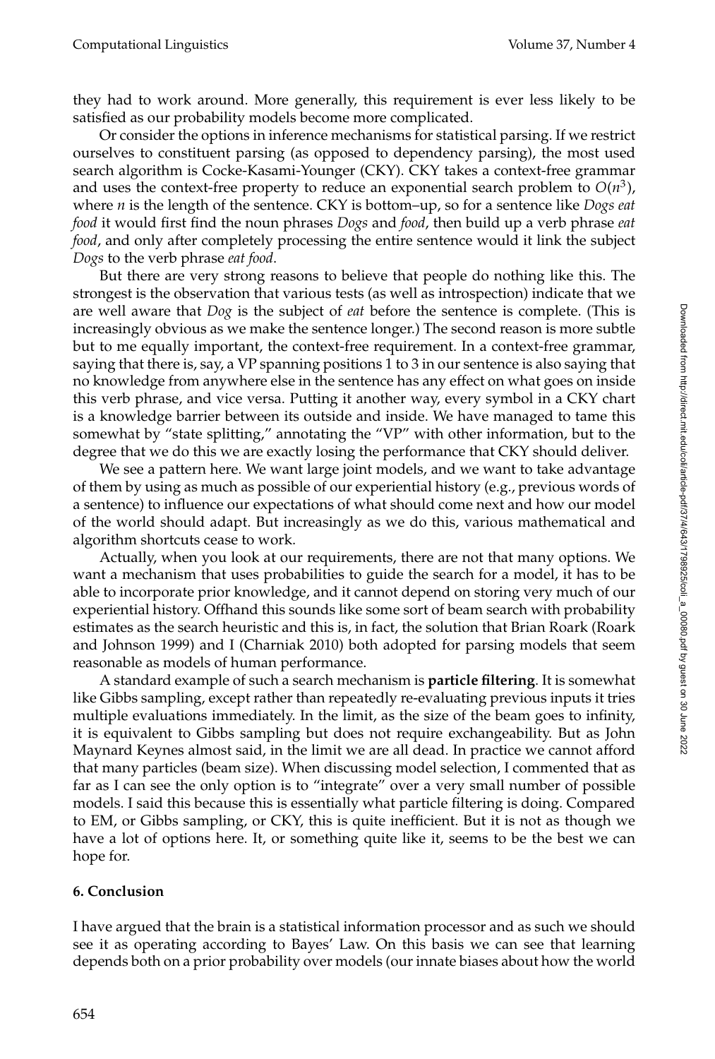they had to work around. More generally, this requirement is ever less likely to be satisfied as our probability models become more complicated.

Or consider the options in inference mechanisms for statistical parsing. If we restrict ourselves to constituent parsing (as opposed to dependency parsing), the most used search algorithm is Cocke-Kasami-Younger (CKY). CKY takes a context-free grammar and uses the context-free property to reduce an exponential search problem to $O(n^3)$, where $n$ is the length of the sentence. CKY is bottom–up, so for a sentence like *Dogs eat food* it would first find the noun phrases *Dogs* and *food*, then build up a verb phrase *eat food*, and only after completely processing the entire sentence would it link the subject *Dogs* to the verb phrase *eat food*.

But there are very strong reasons to believe that people do nothing like this. The strongest is the observation that various tests (as well as introspection) indicate that we are well aware that *Dog* is the subject of *eat* before the sentence is complete. (This is increasingly obvious as we make the sentence longer.) The second reason is more subtle but to me equally important, the context-free requirement. In a context-free grammar, saying that there is, say, a VP spanning positions 1 to 3 in our sentence is also saying that no knowledge from anywhere else in the sentence has any effect on what goes on inside this verb phrase, and vice versa. Putting it another way, every symbol in a CKY chart is a knowledge barrier between its outside and inside. We have managed to tame this somewhat by "state splitting," annotating the "VP" with other information, but to the degree that we do this we are exactly losing the performance that CKY should deliver.

We see a pattern here. We want large joint models, and we want to take advantage of them by using as much as possible of our experiential history (e.g., previous words of a sentence) to influence our expectations of what should come next and how our model of the world should adapt. But increasingly as we do this, various mathematical and algorithm shortcuts cease to work.

Actually, when you look at our requirements, there are not that many options. We want a mechanism that uses probabilities to guide the search for a model, it has to be able to incorporate prior knowledge, and it cannot depend on storing very much of our experiential history. Offhand this sounds like some sort of beam search with probability estimates as the search heuristic and this is, in fact, the solution that Brian Roark (Roark and Johnson 1999) and I (Charniak 2010) both adopted for parsing models that seem reasonable as models of human performance.

A standard example of such a search mechanism is **particle filtering**. It is somewhat like Gibbs sampling, except rather than repeatedly re-evaluating previous inputs it tries multiple evaluations immediately. In the limit, as the size of the beam goes to infinity, it is equivalent to Gibbs sampling but does not require exchangeability. But as John Maynard Keynes almost said, in the limit we are all dead. In practice we cannot afford that many particles (beam size). When discussing model selection, I commented that as far as I can see the only option is to "integrate" over a very small number of possible models. I said this because this is essentially what particle filtering is doing. Compared to EM, or Gibbs sampling, or CKY, this is quite inefficient. But it is not as though we have a lot of options here. It, or something quite like it, seems to be the best we can hope for.

## 6. Conclusion

I have argued that the brain is a statistical information processor and as such we should see it as operating according to Bayes' Law. On this basis we can see that learning depends both on a prior probability over models (our innate biases about how the world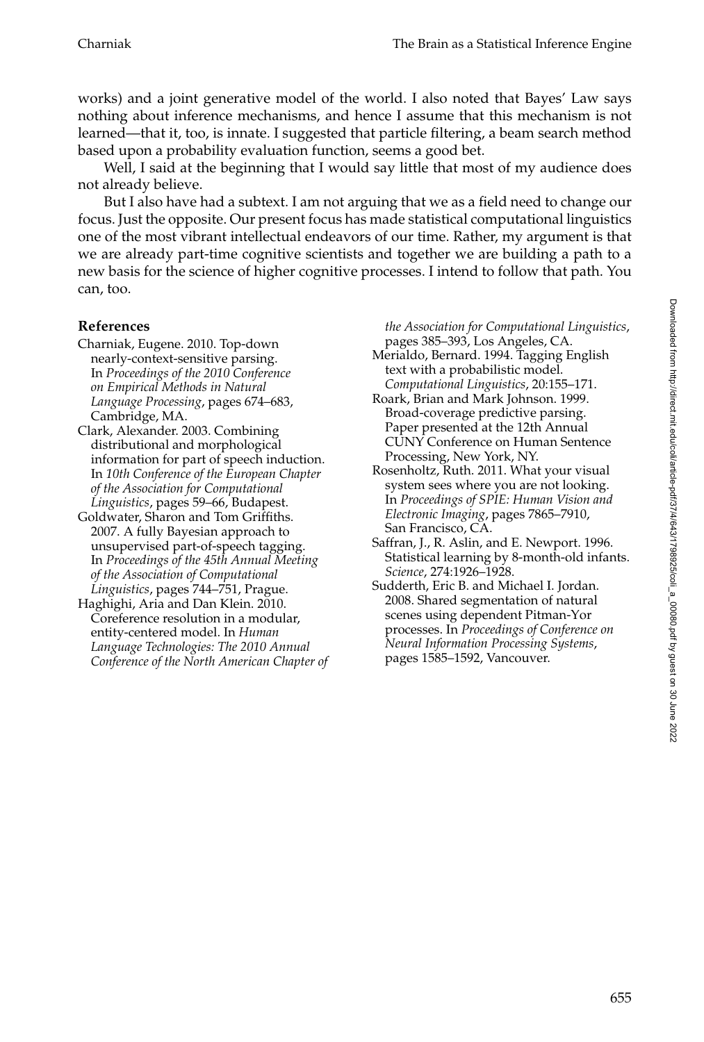works) and a joint generative model of the world. I also noted that Bayes' Law says nothing about inference mechanisms, and hence I assume that this mechanism is not learned—that it, too, is innate. I suggested that particle filtering, a beam search method based upon a probability evaluation function, seems a good bet.

Well, I said at the beginning that I would say little that most of my audience does not already believe.

But I also have had a subtext. I am not arguing that we as a field need to change our focus. Just the opposite. Our present focus has made statistical computational linguistics one of the most vibrant intellectual endeavors of our time. Rather, my argument is that we are already part-time cognitive scientists and together we are building a path to a new basis for the science of higher cognitive processes. I intend to follow that path. You can, too.

## References

Charniak, Eugene. 2010. Top-down nearly-context-sensitive parsing. In *Proceedings of the 2010 Conference on Empirical Methods in Natural Language Processing*, pages 674–683, Cambridge, MA.

Clark, Alexander. 2003. Combining distributional and morphological information for part of speech induction. In *10th Conference of the European Chapter of the Association for Computational Linguistics*, pages 59–66, Budapest.

Goldwater, Sharon and Tom Griffiths. 2007. A fully Bayesian approach to unsupervised part-of-speech tagging. In *Proceedings of the 45th Annual Meeting of the Association of Computational Linguistics*, pages 744–751, Prague.

Haghighi, Aria and Dan Klein. 2010. Coreference resolution in a modular, entity-centered model. In *Human Language Technologies: The 2010 Annual Conference of the North American Chapter of the Association for Computational Linguistics*, pages 385–393, Los Angeles, CA.

Merialdo, Bernard. 1994. Tagging English text with a probabilistic model. *Computational Linguistics*, 20:155–171.

Roark, Brian and Mark Johnson. 1999. Broad-coverage predictive parsing. Paper presented at the 12th Annual CUNY Conference on Human Sentence Processing, New York, NY.

Rosenholtz, Ruth. 2011. What your visual system sees where you are not looking. In *Proceedings of SPIE: Human Vision and Electronic Imaging*, pages 7865–7910, San Francisco, CA.

Saffran, J., R. Aslin, and E. Newport. 1996. Statistical learning by 8-month-old infants. *Science*, 274:1926–1928.

Sudderth, Eric B. and Michael I. Jordan. 2008. Shared segmentation of natural scenes using dependent Pitman-Yor processes. In *Proceedings of Conference on Neural Information Processing Systems*, pages 1585–1592, Vancouver.